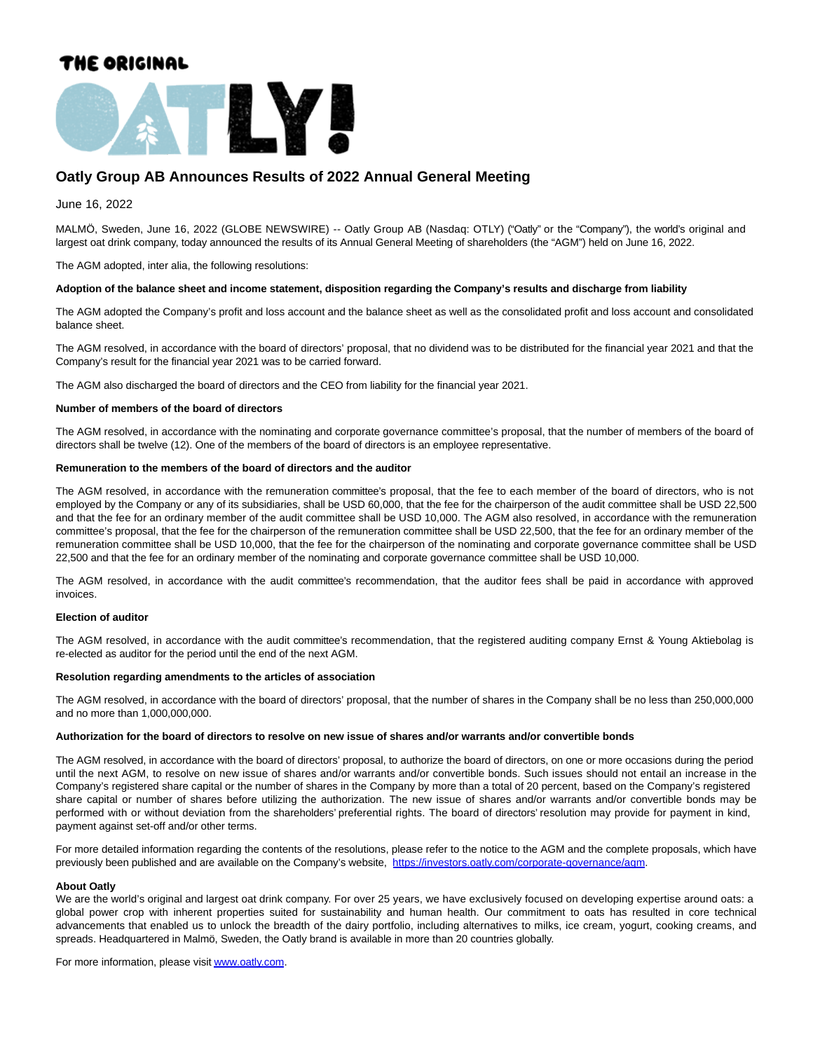# Oatly Group AB Announces Results of 2022 Annual General Meeting

June 16, 2022

MALMÖ, Sweden, June 16, 2022 (GLOBE NEWSWIRE) -- Oatly Group AB (Nasdaq: OTLY) ("Oatly" or the "Company"), the world's original and largest oat drink company, today announced the results of its Annual General Meeting of shareholders (the "AGM") held on June 16, 2022.

The AGM adopted, inter alia, the following resolutions:

**Adoption of the balance sheet and income statement, disposition regarding the Company's results and discharge from liability**

The AGM adopted the Company's profit and loss account and the balance sheet as well as the consolidated profit and loss account and consolidated balance sheet.

The AGM resolved, in accordance with the board of directors' proposal, that no dividend was to be distributed for the financial year 2021 and that the Company's result for the financial year 2021 was to be carried forward.

The AGM also discharged the board of directors and the CEO from liability for the financial year 2021.

**Number of members of the board of directors**

The AGM resolved, in accordance with the nominating and corporate governance committee's proposal, that the number of members of the board of directors shall be twelve (12). One of the members of the board of directors is an employee representative.

**Remuneration to the members of the board of directors and the auditor**

The AGM resolved, in accordance with the remuneration committee's proposal, that the fee to each member of the board of directors, who is not employed by the Company or any of its subsidiaries, shall be USD 60,000, that the fee for the chairperson of the audit committee shall be USD 22,500 and that the fee for an ordinary member of the audit committee shall be USD 10,000. The AGM also resolved, in accordance with the remuneration committee's proposal, that the fee for the chairperson of the remuneration committee shall be USD 22,500, that the fee for an ordinary member of the remuneration committee shall be USD 10,000, that the fee for the chairperson of the nominating and corporate governance committee shall be USD 22,500 and that the fee for an ordinary member of the nominating and corporate governance committee shall be USD 10,000.

The AGM resolved, in accordance with the audit committee's recommendation, that the auditor fees shall be paid in accordance with approved invoices.

**Election of auditor**

The AGM resolved, in accordance with the audit committee's recommendation, that the registered auditing company Ernst & Young Aktiebolag is re-elected as auditor for the period until the end of the next AGM.

**Resolution regarding amendments to the articles of association**

The AGM resolved, in accordance with the board of directors' proposal, that the number of shares in the Company shall be no less than 250,000,000 and no more than 1,000,000,000.

**Authorization for the board of directors to resolve on new issue of shares and/or warrants and/or convertible bonds**

The AGM resolved, in accordance with the board of directors' proposal, to authorize the board of directors, on one or more occasions during the period until the next AGM, to resolve on new issue of shares and/or warrants and/or convertible bonds. Such issues should not entail an increase in the Company's registered share capital or the number of shares in the Company by more than a total of 20 percent, based on the Company's registered share capital or number of shares before utilizing the authorization. The new issue of shares and/or warrants and/or convertible bonds may be performed with or without deviation from the shareholders' preferential rights. The board of directors' resolution may provide for payment in kind, payment against set-off and/or other terms.

For more detailed information regarding the contents of the resolutions, please refer to the notice to the AGM and the complete proposals, which have previously been published and are available on the Company's website, https://investors.oatly.com/corporate-governance/agm.

**About Oatly**
We are the world's original and largest oat drink company. For over 25 years, we have exclusively focused on developing expertise around oats: a global power crop with inherent properties suited for sustainability and human health. Our commitment to oats has resulted in core technical advancements that enabled us to unlock the breadth of the dairy portfolio, including alternatives to milks, ice cream, yogurt, cooking creams, and spreads. Headquartered in Malmö, Sweden, the Oatly brand is available in more than 20 countries globally.

For more information, please visit www.oatly.com.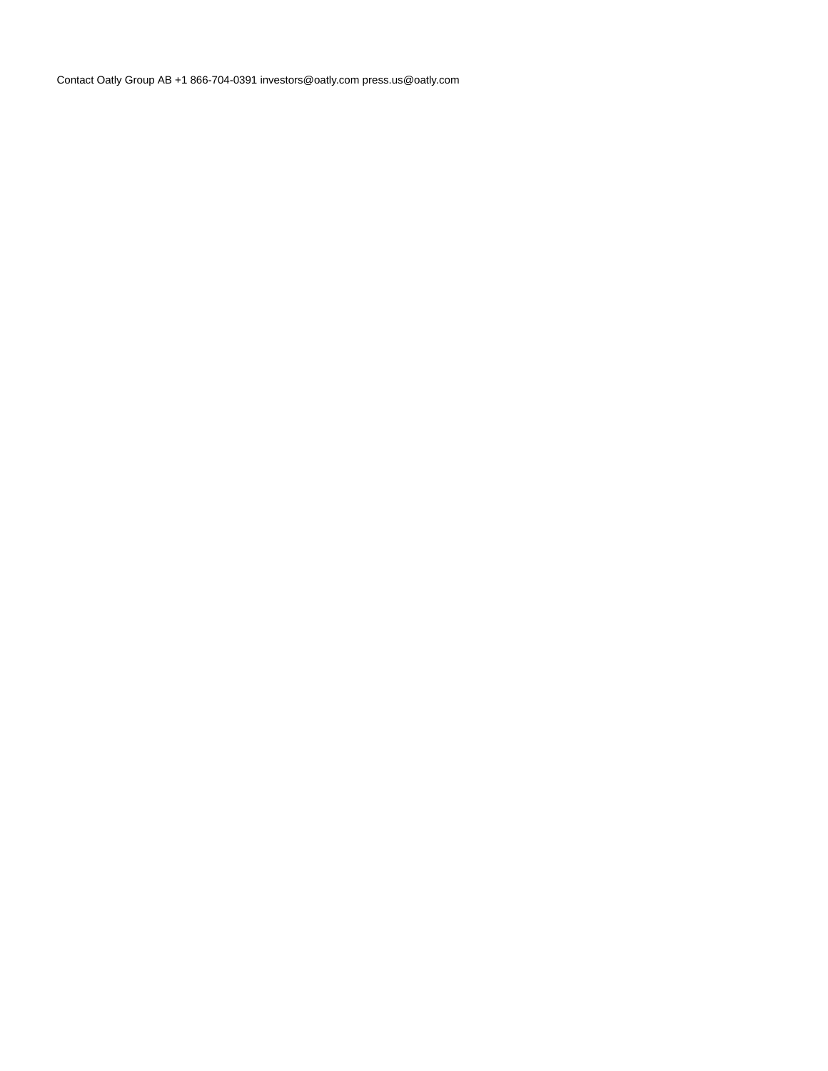Contact Oatly Group AB +1 866-704-0391 investors@oatly.com press.us@oatly.com